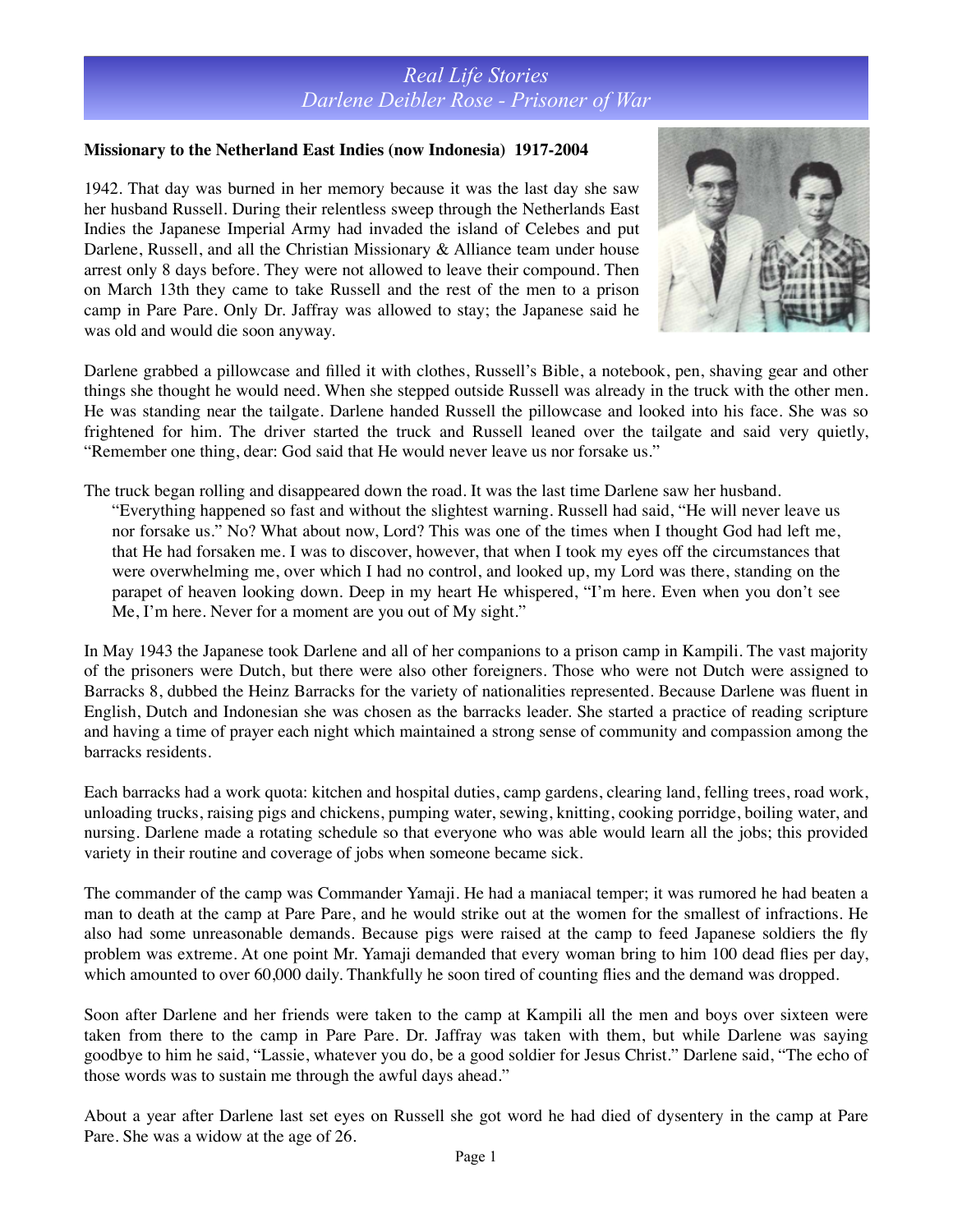# *Real Life Stories*
# *Darlene Deibler Rose - Prisoner of War*

**Missionary to the Netherland East Indies (now Indonesia) 1917-2004**

1942. That day was burned in her memory because it was the last day she saw her husband Russell. During their relentless sweep through the Netherlands East Indies the Japanese Imperial Army had invaded the island of Celebes and put Darlene, Russell, and all the Christian Missionary & Alliance team under house arrest only 8 days before. They were not allowed to leave their compound. Then on March 13th they came to take Russell and the rest of the men to a prison camp in Pare Pare. Only Dr. Jaffray was allowed to stay; the Japanese said he was old and would die soon anyway.

Darlene grabbed a pillowcase and filled it with clothes, Russell's Bible, a notebook, pen, shaving gear and other things she thought he would need. When she stepped outside Russell was already in the truck with the other men. He was standing near the tailgate. Darlene handed Russell the pillowcase and looked into his face. She was so frightened for him. The driver started the truck and Russell leaned over the tailgate and said very quietly, "Remember one thing, dear: God said that He would never leave us nor forsake us."

The truck began rolling and disappeared down the road. It was the last time Darlene saw her husband.

> "Everything happened so fast and without the slightest warning. Russell had said, "He will never leave us nor forsake us." No? What about now, Lord? This was one of the times when I thought God had left me, that He had forsaken me. I was to discover, however, that when I took my eyes off the circumstances that were overwhelming me, over which I had no control, and looked up, my Lord was there, standing on the parapet of heaven looking down. Deep in my heart He whispered, "I'm here. Even when you don't see Me, I'm here. Never for a moment are you out of My sight."

In May 1943 the Japanese took Darlene and all of her companions to a prison camp in Kampili. The vast majority of the prisoners were Dutch, but there were also other foreigners. Those who were not Dutch were assigned to Barracks 8, dubbed the Heinz Barracks for the variety of nationalities represented. Because Darlene was fluent in English, Dutch and Indonesian she was chosen as the barracks leader. She started a practice of reading scripture and having a time of prayer each night which maintained a strong sense of community and compassion among the barracks residents.

Each barracks had a work quota: kitchen and hospital duties, camp gardens, clearing land, felling trees, road work, unloading trucks, raising pigs and chickens, pumping water, sewing, knitting, cooking porridge, boiling water, and nursing. Darlene made a rotating schedule so that everyone who was able would learn all the jobs; this provided variety in their routine and coverage of jobs when someone became sick.

The commander of the camp was Commander Yamaji. He had a maniacal temper; it was rumored he had beaten a man to death at the camp at Pare Pare, and he would strike out at the women for the smallest of infractions. He also had some unreasonable demands. Because pigs were raised at the camp to feed Japanese soldiers the fly problem was extreme. At one point Mr. Yamaji demanded that every woman bring to him 100 dead flies per day, which amounted to over 60,000 daily. Thankfully he soon tired of counting flies and the demand was dropped.

Soon after Darlene and her friends were taken to the camp at Kampili all the men and boys over sixteen were taken from there to the camp in Pare Pare. Dr. Jaffray was taken with them, but while Darlene was saying goodbye to him he said, "Lassie, whatever you do, be a good soldier for Jesus Christ." Darlene said, "The echo of those words was to sustain me through the awful days ahead."

About a year after Darlene last set eyes on Russell she got word he had died of dysentery in the camp at Pare Pare. She was a widow at the age of 26.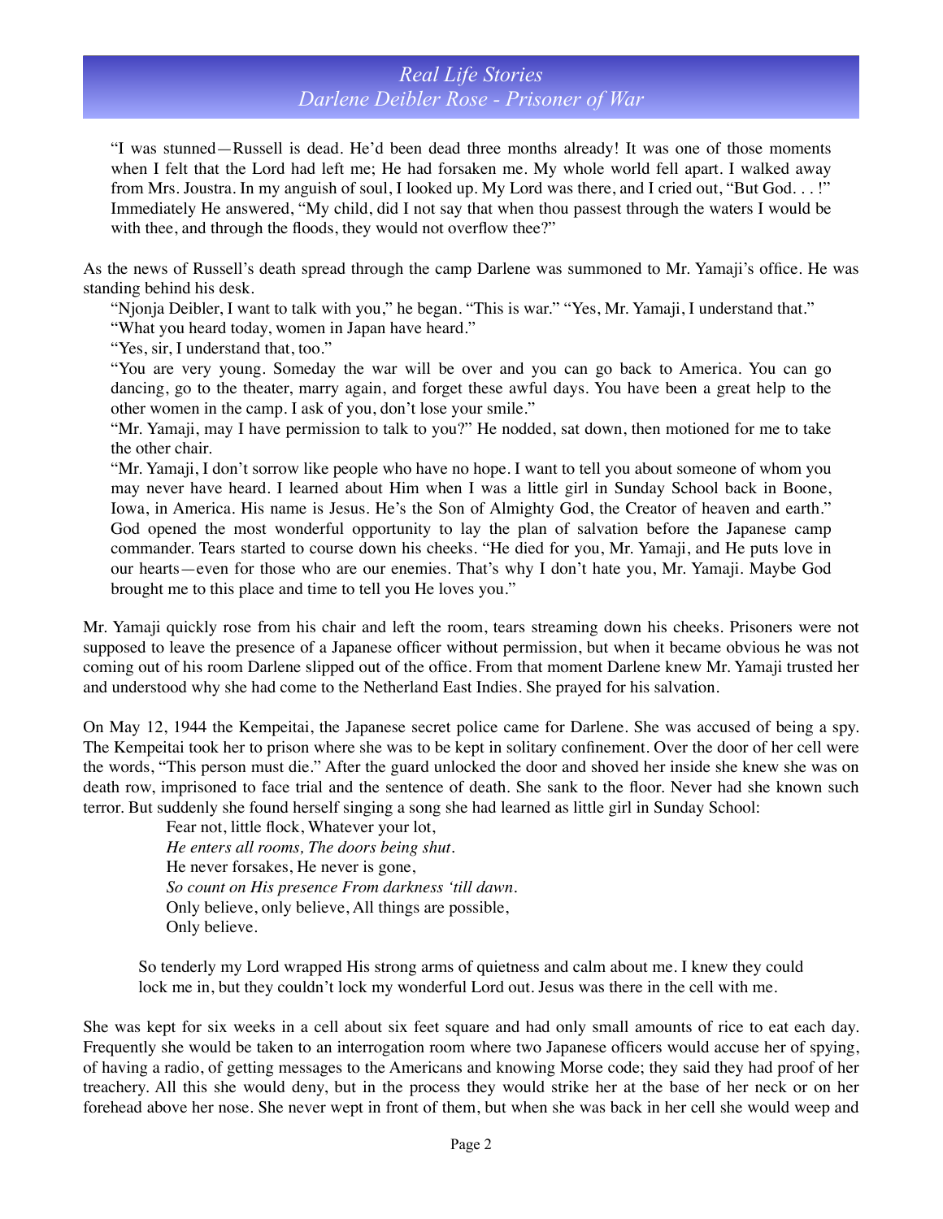"I was stunned—Russell is dead. He'd been dead three months already! It was one of those moments when I felt that the Lord had left me; He had forsaken me. My whole world fell apart. I walked away from Mrs. Joustra. In my anguish of soul, I looked up. My Lord was there, and I cried out, "But God. . . !" Immediately He answered, "My child, did I not say that when thou passest through the waters I would be with thee, and through the floods, they would not overflow thee?"

As the news of Russell's death spread through the camp Darlene was summoned to Mr. Yamaji's office. He was standing behind his desk.

"Njonja Deibler, I want to talk with you," he began. "This is war." "Yes, Mr. Yamaji, I understand that."

"What you heard today, women in Japan have heard."

"Yes, sir, I understand that, too."

"You are very young. Someday the war will be over and you can go back to America. You can go dancing, go to the theater, marry again, and forget these awful days. You have been a great help to the other women in the camp. I ask of you, don't lose your smile."

"Mr. Yamaji, may I have permission to talk to you?" He nodded, sat down, then motioned for me to take the other chair.

"Mr. Yamaji, I don't sorrow like people who have no hope. I want to tell you about someone of whom you may never have heard. I learned about Him when I was a little girl in Sunday School back in Boone, Iowa, in America. His name is Jesus. He's the Son of Almighty God, the Creator of heaven and earth." God opened the most wonderful opportunity to lay the plan of salvation before the Japanese camp commander. Tears started to course down his cheeks. "He died for you, Mr. Yamaji, and He puts love in our hearts—even for those who are our enemies. That's why I don't hate you, Mr. Yamaji. Maybe God brought me to this place and time to tell you He loves you."

Mr. Yamaji quickly rose from his chair and left the room, tears streaming down his cheeks. Prisoners were not supposed to leave the presence of a Japanese officer without permission, but when it became obvious he was not coming out of his room Darlene slipped out of the office. From that moment Darlene knew Mr. Yamaji trusted her and understood why she had come to the Netherland East Indies. She prayed for his salvation.

On May 12, 1944 the Kempeitai, the Japanese secret police came for Darlene. She was accused of being a spy. The Kempeitai took her to prison where she was to be kept in solitary confinement. Over the door of her cell were the words, "This person must die." After the guard unlocked the door and shoved her inside she knew she was on death row, imprisoned to face trial and the sentence of death. She sank to the floor. Never had she known such terror. But suddenly she found herself singing a song she had learned as little girl in Sunday School:

> Fear not, little flock, Whatever your lot,
> *He enters all rooms, The doors being shut.*
> He never forsakes, He never is gone,
> *So count on His presence From darkness 'till dawn.*
> Only believe, only believe, All things are possible,
> Only believe.

So tenderly my Lord wrapped His strong arms of quietness and calm about me. I knew they could lock me in, but they couldn't lock my wonderful Lord out. Jesus was there in the cell with me.

She was kept for six weeks in a cell about six feet square and had only small amounts of rice to eat each day. Frequently she would be taken to an interrogation room where two Japanese officers would accuse her of spying, of having a radio, of getting messages to the Americans and knowing Morse code; they said they had proof of her treachery. All this she would deny, but in the process they would strike her at the base of her neck or on her forehead above her nose. She never wept in front of them, but when she was back in her cell she would weep and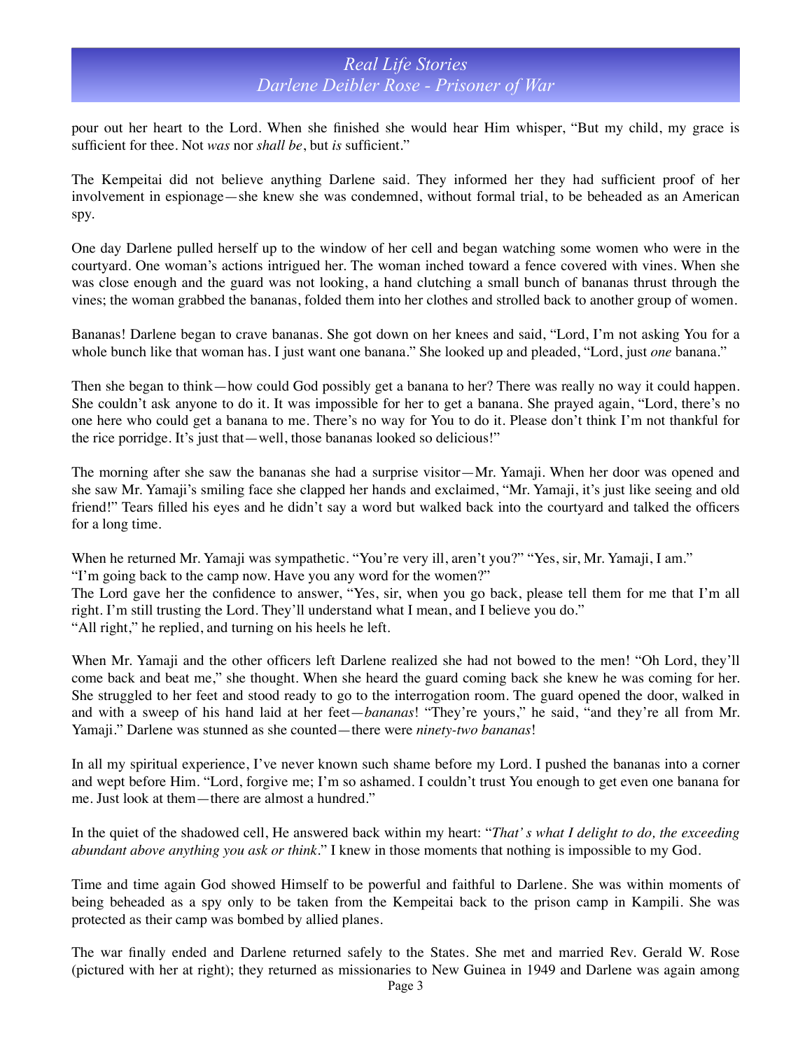pour out her heart to the Lord. When she finished she would hear Him whisper, "But my child, my grace is sufficient for thee. Not *was* nor *shall be*, but *is* sufficient."

The Kempeitai did not believe anything Darlene said. They informed her they had sufficient proof of her involvement in espionage—she knew she was condemned, without formal trial, to be beheaded as an American spy.

One day Darlene pulled herself up to the window of her cell and began watching some women who were in the courtyard. One woman's actions intrigued her. The woman inched toward a fence covered with vines. When she was close enough and the guard was not looking, a hand clutching a small bunch of bananas thrust through the vines; the woman grabbed the bananas, folded them into her clothes and strolled back to another group of women.

Bananas! Darlene began to crave bananas. She got down on her knees and said, "Lord, I'm not asking You for a whole bunch like that woman has. I just want one banana." She looked up and pleaded, "Lord, just *one* banana."

Then she began to think—how could God possibly get a banana to her? There was really no way it could happen. She couldn't ask anyone to do it. It was impossible for her to get a banana. She prayed again, "Lord, there's no one here who could get a banana to me. There's no way for You to do it. Please don't think I'm not thankful for the rice porridge. It's just that—well, those bananas looked so delicious!"

The morning after she saw the bananas she had a surprise visitor—Mr. Yamaji. When her door was opened and she saw Mr. Yamaji's smiling face she clapped her hands and exclaimed, "Mr. Yamaji, it's just like seeing and old friend!" Tears filled his eyes and he didn't say a word but walked back into the courtyard and talked the officers for a long time.

When he returned Mr. Yamaji was sympathetic. "You're very ill, aren't you?" "Yes, sir, Mr. Yamaji, I am."
"I'm going back to the camp now. Have you any word for the women?"
The Lord gave her the confidence to answer, "Yes, sir, when you go back, please tell them for me that I'm all right. I'm still trusting the Lord. They'll understand what I mean, and I believe you do."
"All right," he replied, and turning on his heels he left.

When Mr. Yamaji and the other officers left Darlene realized she had not bowed to the men! "Oh Lord, they'll come back and beat me," she thought. When she heard the guard coming back she knew he was coming for her. She struggled to her feet and stood ready to go to the interrogation room. The guard opened the door, walked in and with a sweep of his hand laid at her feet—*bananas*! "They're yours," he said, "and they're all from Mr. Yamaji." Darlene was stunned as she counted—there were *ninety-two bananas*!

In all my spiritual experience, I've never known such shame before my Lord. I pushed the bananas into a corner and wept before Him. "Lord, forgive me; I'm so ashamed. I couldn't trust You enough to get even one banana for me. Just look at them—there are almost a hundred."

In the quiet of the shadowed cell, He answered back within my heart: "*That's what I delight to do, the exceeding abundant above anything you ask or think*." I knew in those moments that nothing is impossible to my God.

Time and time again God showed Himself to be powerful and faithful to Darlene. She was within moments of being beheaded as a spy only to be taken from the Kempeitai back to the prison camp in Kampili. She was protected as their camp was bombed by allied planes.

The war finally ended and Darlene returned safely to the States. She met and married Rev. Gerald W. Rose (pictured with her at right); they returned as missionaries to New Guinea in 1949 and Darlene was again among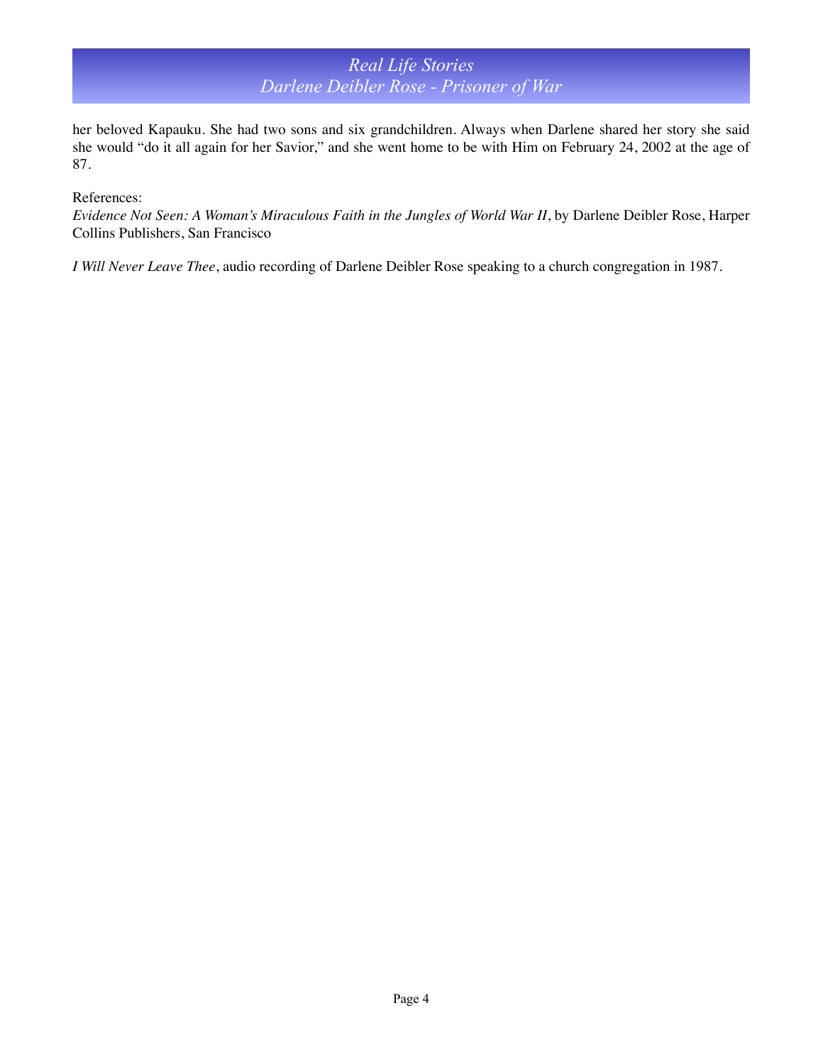her beloved Kapauku. She had two sons and six grandchildren. Always when Darlene shared her story she said she would "do it all again for her Savior," and she went home to be with Him on February 24, 2002 at the age of 87.

References:

*Evidence Not Seen: A Woman's Miraculous Faith in the Jungles of World War II*, by Darlene Deibler Rose, Harper Collins Publishers, San Francisco

*I Will Never Leave Thee*, audio recording of Darlene Deibler Rose speaking to a church congregation in 1987.